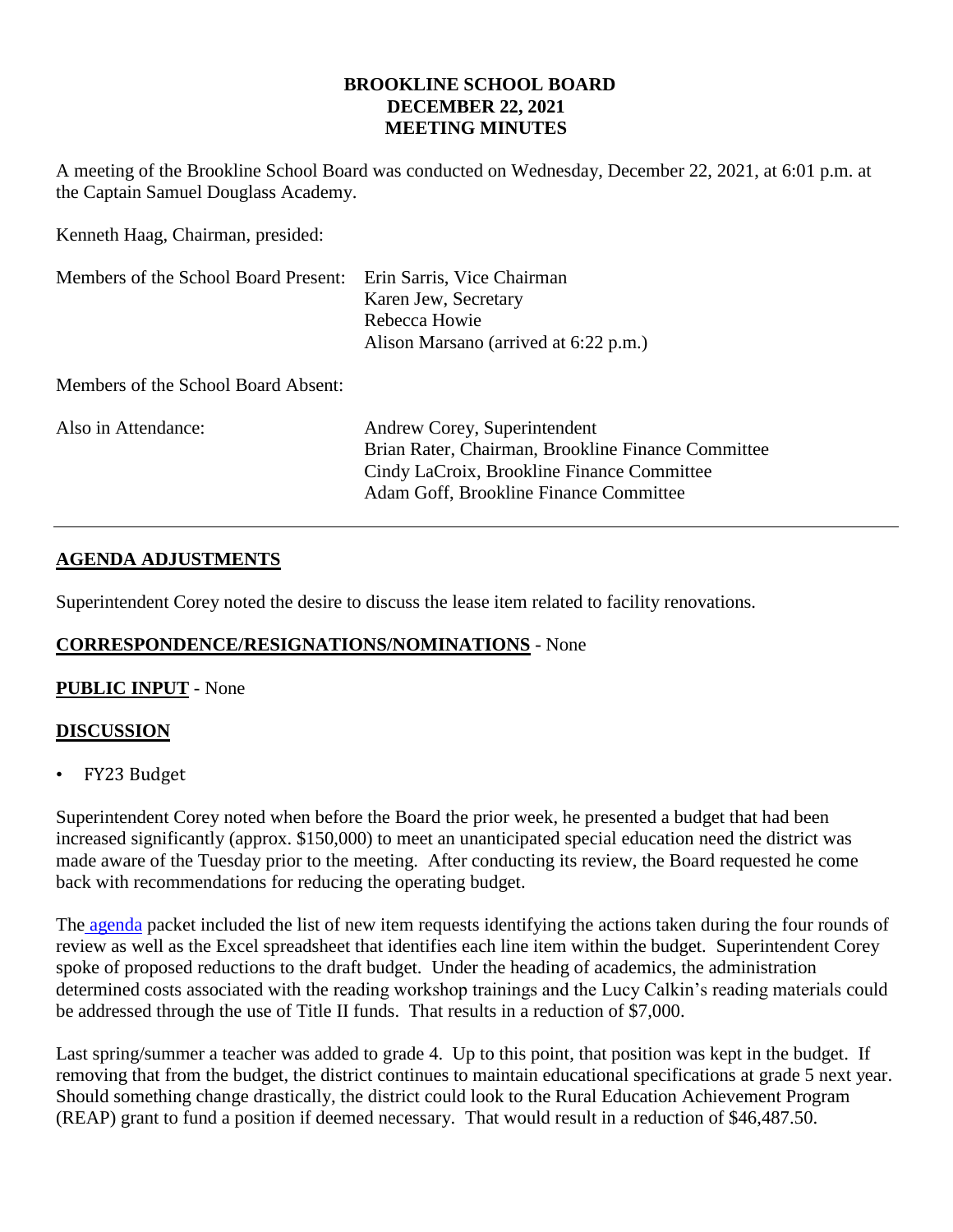# BROOKLINE SCHOOL BOARD
## DECEMBER 22, 2021
## MEETING MINUTES

A meeting of the Brookline School Board was conducted on Wednesday, December 22, 2021, at 6:01 p.m. at the Captain Samuel Douglass Academy.

Kenneth Haag, Chairman, presided:

| | |
|---|---|
| Members of the School Board Present: | Erin Sarris, Vice Chairman<br>Karen Jew, Secretary<br>Rebecca Howie<br>Alison Marsano (arrived at 6:22 p.m.) |
| Members of the School Board Absent: | |
| Also in Attendance: | Andrew Corey, Superintendent<br>Brian Rater, Chairman, Brookline Finance Committee<br>Cindy LaCroix, Brookline Finance Committee<br>Adam Goff, Brookline Finance Committee |

---

## AGENDA ADJUSTMENTS

Superintendent Corey noted the desire to discuss the lease item related to facility renovations.

**CORRESPONDENCE/RESIGNATIONS/NOMINATIONS** - None

**PUBLIC INPUT** - None

## DISCUSSION

- FY23 Budget

Superintendent Corey noted when before the Board the prior week, he presented a budget that had been increased significantly (approx. $150,000) to meet an unanticipated special education need the district was made aware of the Tuesday prior to the meeting. After conducting its review, the Board requested he come back with recommendations for reducing the operating budget.

The agenda packet included the list of new item requests identifying the actions taken during the four rounds of review as well as the Excel spreadsheet that identifies each line item within the budget. Superintendent Corey spoke of proposed reductions to the draft budget. Under the heading of academics, the administration determined costs associated with the reading workshop trainings and the Lucy Calkin's reading materials could be addressed through the use of Title II funds. That results in a reduction of $7,000.

Last spring/summer a teacher was added to grade 4. Up to this point, that position was kept in the budget. If removing that from the budget, the district continues to maintain educational specifications at grade 5 next year. Should something change drastically, the district could look to the Rural Education Achievement Program (REAP) grant to fund a position if deemed necessary. That would result in a reduction of $46,487.50.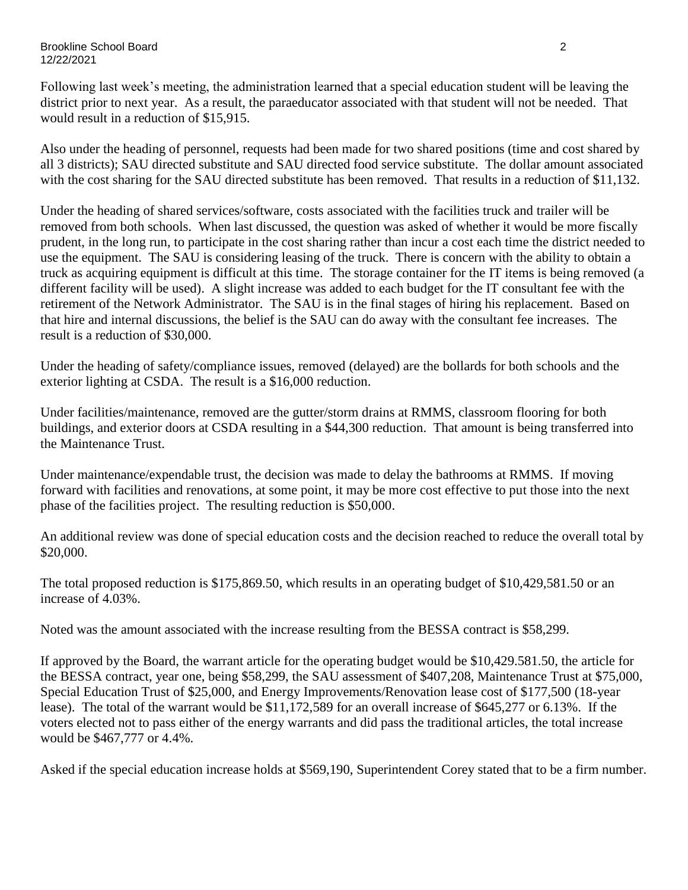Following last week's meeting, the administration learned that a special education student will be leaving the district prior to next year. As a result, the paraeducator associated with that student will not be needed. That would result in a reduction of $15,915.

Also under the heading of personnel, requests had been made for two shared positions (time and cost shared by all 3 districts); SAU directed substitute and SAU directed food service substitute. The dollar amount associated with the cost sharing for the SAU directed substitute has been removed. That results in a reduction of $11,132.

Under the heading of shared services/software, costs associated with the facilities truck and trailer will be removed from both schools. When last discussed, the question was asked of whether it would be more fiscally prudent, in the long run, to participate in the cost sharing rather than incur a cost each time the district needed to use the equipment. The SAU is considering leasing of the truck. There is concern with the ability to obtain a truck as acquiring equipment is difficult at this time. The storage container for the IT items is being removed (a different facility will be used). A slight increase was added to each budget for the IT consultant fee with the retirement of the Network Administrator. The SAU is in the final stages of hiring his replacement. Based on that hire and internal discussions, the belief is the SAU can do away with the consultant fee increases. The result is a reduction of $30,000.

Under the heading of safety/compliance issues, removed (delayed) are the bollards for both schools and the exterior lighting at CSDA. The result is a $16,000 reduction.

Under facilities/maintenance, removed are the gutter/storm drains at RMMS, classroom flooring for both buildings, and exterior doors at CSDA resulting in a $44,300 reduction. That amount is being transferred into the Maintenance Trust.

Under maintenance/expendable trust, the decision was made to delay the bathrooms at RMMS. If moving forward with facilities and renovations, at some point, it may be more cost effective to put those into the next phase of the facilities project. The resulting reduction is $50,000.

An additional review was done of special education costs and the decision reached to reduce the overall total by $20,000.

The total proposed reduction is $175,869.50, which results in an operating budget of $10,429,581.50 or an increase of 4.03%.

Noted was the amount associated with the increase resulting from the BESSA contract is $58,299.

If approved by the Board, the warrant article for the operating budget would be $10,429.581.50, the article for the BESSA contract, year one, being $58,299, the SAU assessment of $407,208, Maintenance Trust at $75,000, Special Education Trust of $25,000, and Energy Improvements/Renovation lease cost of $177,500 (18-year lease). The total of the warrant would be $11,172,589 for an overall increase of $645,277 or 6.13%. If the voters elected not to pass either of the energy warrants and did pass the traditional articles, the total increase would be $467,777 or 4.4%.

Asked if the special education increase holds at $569,190, Superintendent Corey stated that to be a firm number.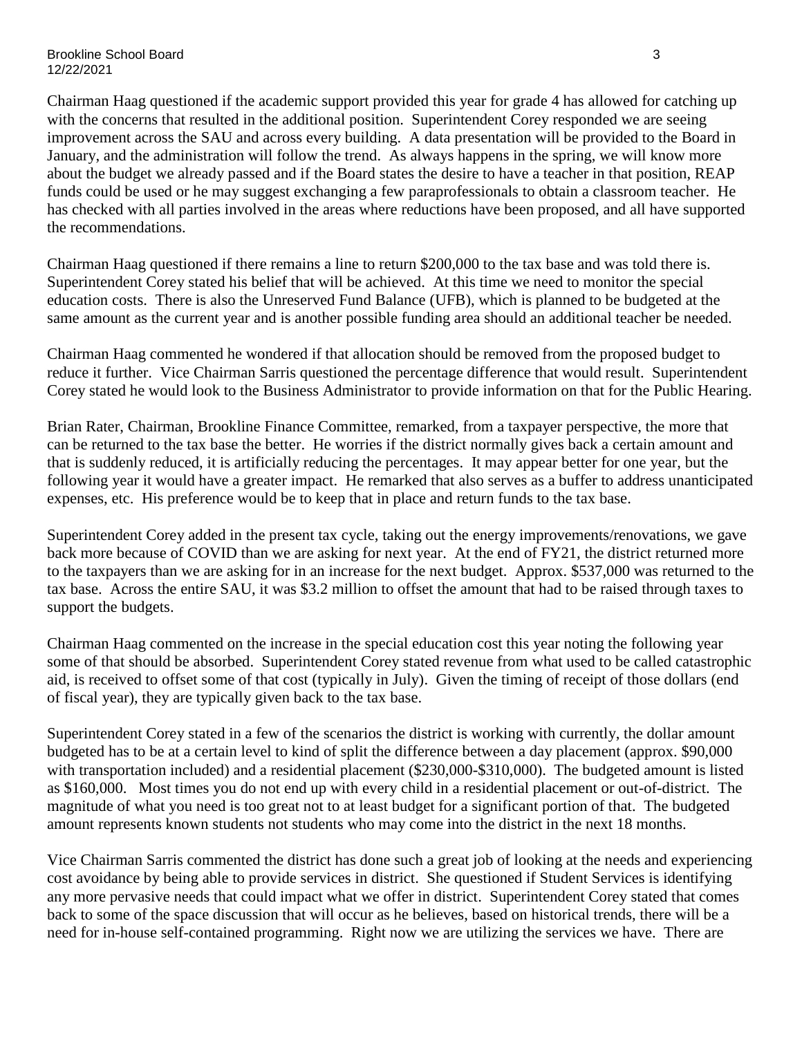Chairman Haag questioned if the academic support provided this year for grade 4 has allowed for catching up with the concerns that resulted in the additional position. Superintendent Corey responded we are seeing improvement across the SAU and across every building. A data presentation will be provided to the Board in January, and the administration will follow the trend. As always happens in the spring, we will know more about the budget we already passed and if the Board states the desire to have a teacher in that position, REAP funds could be used or he may suggest exchanging a few paraprofessionals to obtain a classroom teacher. He has checked with all parties involved in the areas where reductions have been proposed, and all have supported the recommendations.

Chairman Haag questioned if there remains a line to return $200,000 to the tax base and was told there is. Superintendent Corey stated his belief that will be achieved. At this time we need to monitor the special education costs. There is also the Unreserved Fund Balance (UFB), which is planned to be budgeted at the same amount as the current year and is another possible funding area should an additional teacher be needed.

Chairman Haag commented he wondered if that allocation should be removed from the proposed budget to reduce it further. Vice Chairman Sarris questioned the percentage difference that would result. Superintendent Corey stated he would look to the Business Administrator to provide information on that for the Public Hearing.

Brian Rater, Chairman, Brookline Finance Committee, remarked, from a taxpayer perspective, the more that can be returned to the tax base the better. He worries if the district normally gives back a certain amount and that is suddenly reduced, it is artificially reducing the percentages. It may appear better for one year, but the following year it would have a greater impact. He remarked that also serves as a buffer to address unanticipated expenses, etc. His preference would be to keep that in place and return funds to the tax base.

Superintendent Corey added in the present tax cycle, taking out the energy improvements/renovations, we gave back more because of COVID than we are asking for next year. At the end of FY21, the district returned more to the taxpayers than we are asking for in an increase for the next budget. Approx. $537,000 was returned to the tax base. Across the entire SAU, it was $3.2 million to offset the amount that had to be raised through taxes to support the budgets.

Chairman Haag commented on the increase in the special education cost this year noting the following year some of that should be absorbed. Superintendent Corey stated revenue from what used to be called catastrophic aid, is received to offset some of that cost (typically in July). Given the timing of receipt of those dollars (end of fiscal year), they are typically given back to the tax base.

Superintendent Corey stated in a few of the scenarios the district is working with currently, the dollar amount budgeted has to be at a certain level to kind of split the difference between a day placement (approx. $90,000 with transportation included) and a residential placement ($230,000-$310,000). The budgeted amount is listed as $160,000. Most times you do not end up with every child in a residential placement or out-of-district. The magnitude of what you need is too great not to at least budget for a significant portion of that. The budgeted amount represents known students not students who may come into the district in the next 18 months.

Vice Chairman Sarris commented the district has done such a great job of looking at the needs and experiencing cost avoidance by being able to provide services in district. She questioned if Student Services is identifying any more pervasive needs that could impact what we offer in district. Superintendent Corey stated that comes back to some of the space discussion that will occur as he believes, based on historical trends, there will be a need for in-house self-contained programming. Right now we are utilizing the services we have. There are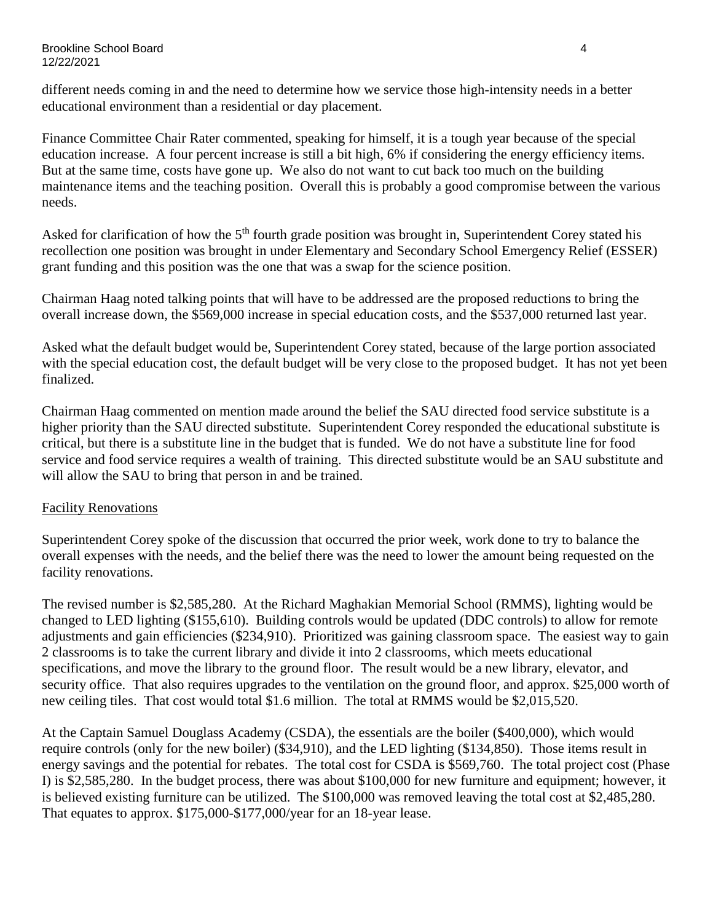different needs coming in and the need to determine how we service those high-intensity needs in a better educational environment than a residential or day placement.

Finance Committee Chair Rater commented, speaking for himself, it is a tough year because of the special education increase. A four percent increase is still a bit high, 6% if considering the energy efficiency items. But at the same time, costs have gone up. We also do not want to cut back too much on the building maintenance items and the teaching position. Overall this is probably a good compromise between the various needs.

Asked for clarification of how the 5th fourth grade position was brought in, Superintendent Corey stated his recollection one position was brought in under Elementary and Secondary School Emergency Relief (ESSER) grant funding and this position was the one that was a swap for the science position.

Chairman Haag noted talking points that will have to be addressed are the proposed reductions to bring the overall increase down, the $569,000 increase in special education costs, and the $537,000 returned last year.

Asked what the default budget would be, Superintendent Corey stated, because of the large portion associated with the special education cost, the default budget will be very close to the proposed budget. It has not yet been finalized.

Chairman Haag commented on mention made around the belief the SAU directed food service substitute is a higher priority than the SAU directed substitute. Superintendent Corey responded the educational substitute is critical, but there is a substitute line in the budget that is funded. We do not have a substitute line for food service and food service requires a wealth of training. This directed substitute would be an SAU substitute and will allow the SAU to bring that person in and be trained.

Facility Renovations

Superintendent Corey spoke of the discussion that occurred the prior week, work done to try to balance the overall expenses with the needs, and the belief there was the need to lower the amount being requested on the facility renovations.

The revised number is $2,585,280. At the Richard Maghakian Memorial School (RMMS), lighting would be changed to LED lighting ($155,610). Building controls would be updated (DDC controls) to allow for remote adjustments and gain efficiencies ($234,910). Prioritized was gaining classroom space. The easiest way to gain 2 classrooms is to take the current library and divide it into 2 classrooms, which meets educational specifications, and move the library to the ground floor. The result would be a new library, elevator, and security office. That also requires upgrades to the ventilation on the ground floor, and approx. $25,000 worth of new ceiling tiles. That cost would total $1.6 million. The total at RMMS would be $2,015,520.

At the Captain Samuel Douglass Academy (CSDA), the essentials are the boiler ($400,000), which would require controls (only for the new boiler) ($34,910), and the LED lighting ($134,850). Those items result in energy savings and the potential for rebates. The total cost for CSDA is $569,760. The total project cost (Phase I) is $2,585,280. In the budget process, there was about $100,000 for new furniture and equipment; however, it is believed existing furniture can be utilized. The $100,000 was removed leaving the total cost at $2,485,280. That equates to approx. $175,000-$177,000/year for an 18-year lease.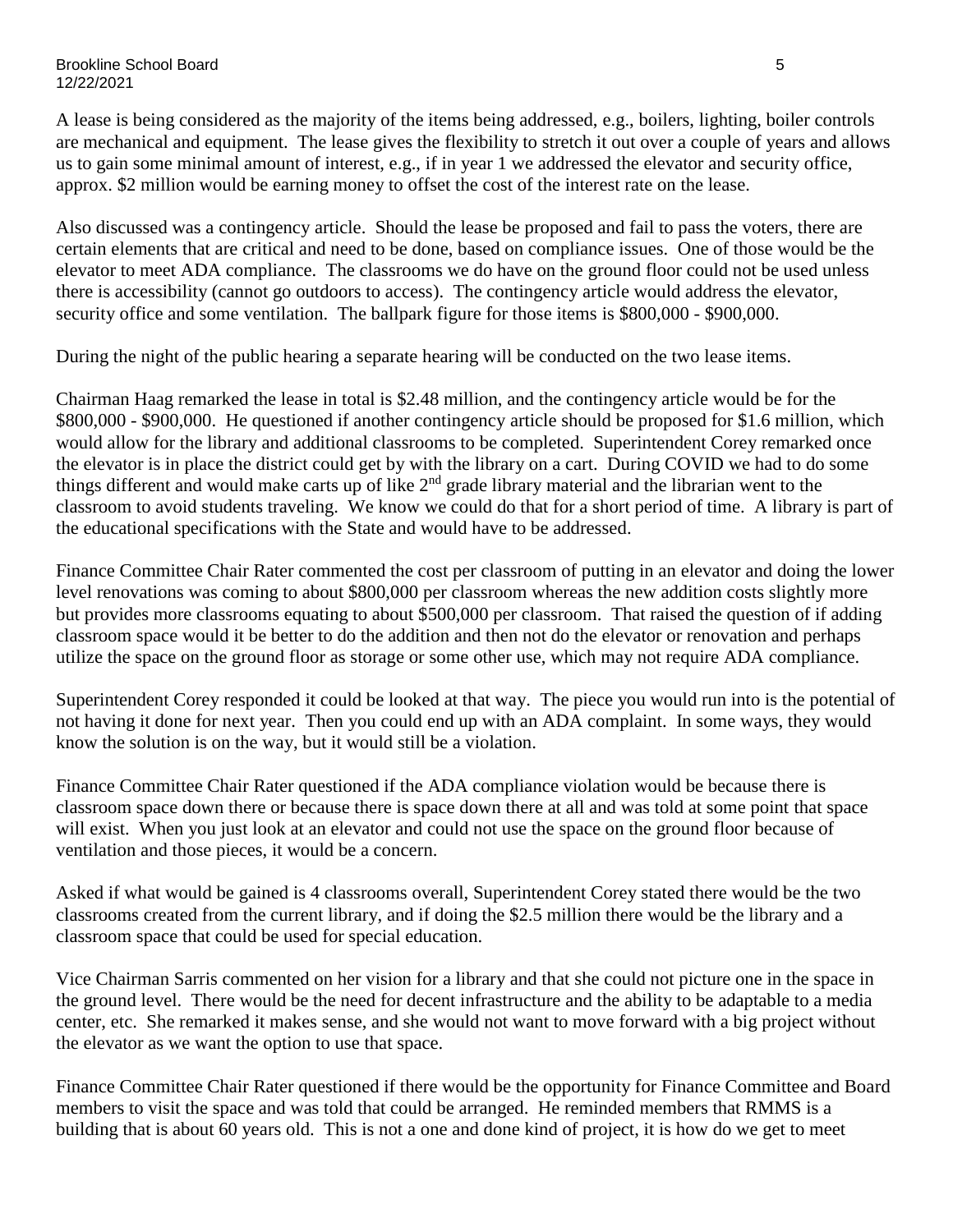A lease is being considered as the majority of the items being addressed, e.g., boilers, lighting, boiler controls are mechanical and equipment. The lease gives the flexibility to stretch it out over a couple of years and allows us to gain some minimal amount of interest, e.g., if in year 1 we addressed the elevator and security office, approx. $2 million would be earning money to offset the cost of the interest rate on the lease.

Also discussed was a contingency article. Should the lease be proposed and fail to pass the voters, there are certain elements that are critical and need to be done, based on compliance issues. One of those would be the elevator to meet ADA compliance. The classrooms we do have on the ground floor could not be used unless there is accessibility (cannot go outdoors to access). The contingency article would address the elevator, security office and some ventilation. The ballpark figure for those items is $800,000 - $900,000.

During the night of the public hearing a separate hearing will be conducted on the two lease items.

Chairman Haag remarked the lease in total is $2.48 million, and the contingency article would be for the $800,000 - $900,000. He questioned if another contingency article should be proposed for $1.6 million, which would allow for the library and additional classrooms to be completed. Superintendent Corey remarked once the elevator is in place the district could get by with the library on a cart. During COVID we had to do some things different and would make carts up of like 2nd grade library material and the librarian went to the classroom to avoid students traveling. We know we could do that for a short period of time. A library is part of the educational specifications with the State and would have to be addressed.

Finance Committee Chair Rater commented the cost per classroom of putting in an elevator and doing the lower level renovations was coming to about $800,000 per classroom whereas the new addition costs slightly more but provides more classrooms equating to about $500,000 per classroom. That raised the question of if adding classroom space would it be better to do the addition and then not do the elevator or renovation and perhaps utilize the space on the ground floor as storage or some other use, which may not require ADA compliance.

Superintendent Corey responded it could be looked at that way. The piece you would run into is the potential of not having it done for next year. Then you could end up with an ADA complaint. In some ways, they would know the solution is on the way, but it would still be a violation.

Finance Committee Chair Rater questioned if the ADA compliance violation would be because there is classroom space down there or because there is space down there at all and was told at some point that space will exist. When you just look at an elevator and could not use the space on the ground floor because of ventilation and those pieces, it would be a concern.

Asked if what would be gained is 4 classrooms overall, Superintendent Corey stated there would be the two classrooms created from the current library, and if doing the $2.5 million there would be the library and a classroom space that could be used for special education.

Vice Chairman Sarris commented on her vision for a library and that she could not picture one in the space in the ground level. There would be the need for decent infrastructure and the ability to be adaptable to a media center, etc. She remarked it makes sense, and she would not want to move forward with a big project without the elevator as we want the option to use that space.

Finance Committee Chair Rater questioned if there would be the opportunity for Finance Committee and Board members to visit the space and was told that could be arranged. He reminded members that RMMS is a building that is about 60 years old. This is not a one and done kind of project, it is how do we get to meet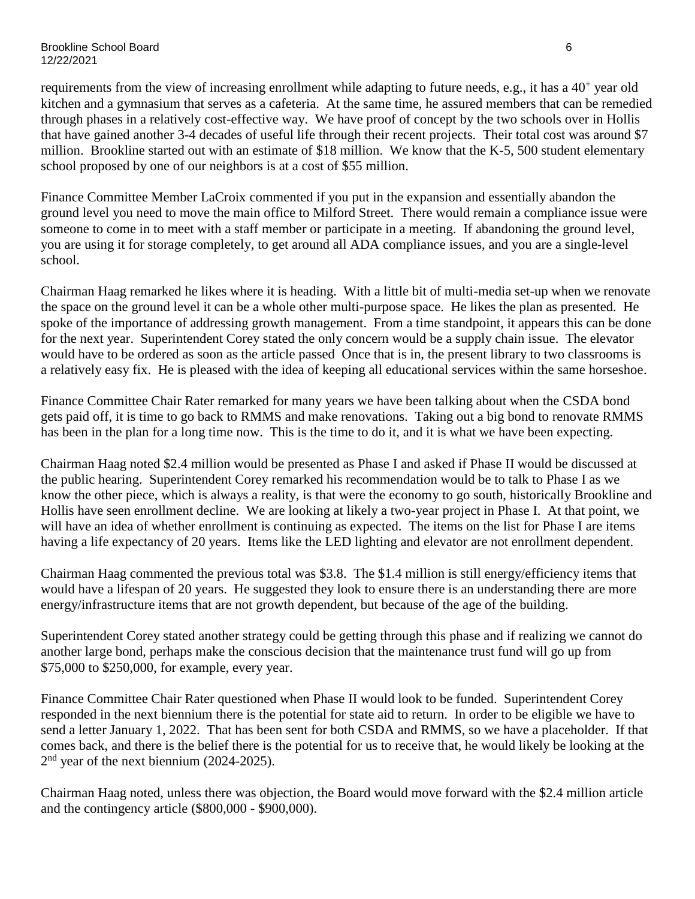requirements from the view of increasing enrollment while adapting to future needs, e.g., it has a $40^+$ year old kitchen and a gymnasium that serves as a cafeteria. At the same time, he assured members that can be remedied through phases in a relatively cost-effective way. We have proof of concept by the two schools over in Hollis that have gained another 3-4 decades of useful life through their recent projects. Their total cost was around $7 million. Brookline started out with an estimate of $18 million. We know that the K-5, 500 student elementary school proposed by one of our neighbors is at a cost of $55 million.

Finance Committee Member LaCroix commented if you put in the expansion and essentially abandon the ground level you need to move the main office to Milford Street. There would remain a compliance issue were someone to come in to meet with a staff member or participate in a meeting. If abandoning the ground level, you are using it for storage completely, to get around all ADA compliance issues, and you are a single-level school.

Chairman Haag remarked he likes where it is heading. With a little bit of multi-media set-up when we renovate the space on the ground level it can be a whole other multi-purpose space. He likes the plan as presented. He spoke of the importance of addressing growth management. From a time standpoint, it appears this can be done for the next year. Superintendent Corey stated the only concern would be a supply chain issue. The elevator would have to be ordered as soon as the article passed Once that is in, the present library to two classrooms is a relatively easy fix. He is pleased with the idea of keeping all educational services within the same horseshoe.

Finance Committee Chair Rater remarked for many years we have been talking about when the CSDA bond gets paid off, it is time to go back to RMMS and make renovations. Taking out a big bond to renovate RMMS has been in the plan for a long time now. This is the time to do it, and it is what we have been expecting.

Chairman Haag noted $2.4 million would be presented as Phase I and asked if Phase II would be discussed at the public hearing. Superintendent Corey remarked his recommendation would be to talk to Phase I as we know the other piece, which is always a reality, is that were the economy to go south, historically Brookline and Hollis have seen enrollment decline. We are looking at likely a two-year project in Phase I. At that point, we will have an idea of whether enrollment is continuing as expected. The items on the list for Phase I are items having a life expectancy of 20 years. Items like the LED lighting and elevator are not enrollment dependent.

Chairman Haag commented the previous total was $3.8. The $1.4 million is still energy/efficiency items that would have a lifespan of 20 years. He suggested they look to ensure there is an understanding there are more energy/infrastructure items that are not growth dependent, but because of the age of the building.

Superintendent Corey stated another strategy could be getting through this phase and if realizing we cannot do another large bond, perhaps make the conscious decision that the maintenance trust fund will go up from $75,000 to $250,000, for example, every year.

Finance Committee Chair Rater questioned when Phase II would look to be funded. Superintendent Corey responded in the next biennium there is the potential for state aid to return. In order to be eligible we have to send a letter January 1, 2022. That has been sent for both CSDA and RMMS, so we have a placeholder. If that comes back, and there is the belief there is the potential for us to receive that, he would likely be looking at the 2nd year of the next biennium (2024-2025).

Chairman Haag noted, unless there was objection, the Board would move forward with the $2.4 million article and the contingency article ($800,000 - $900,000).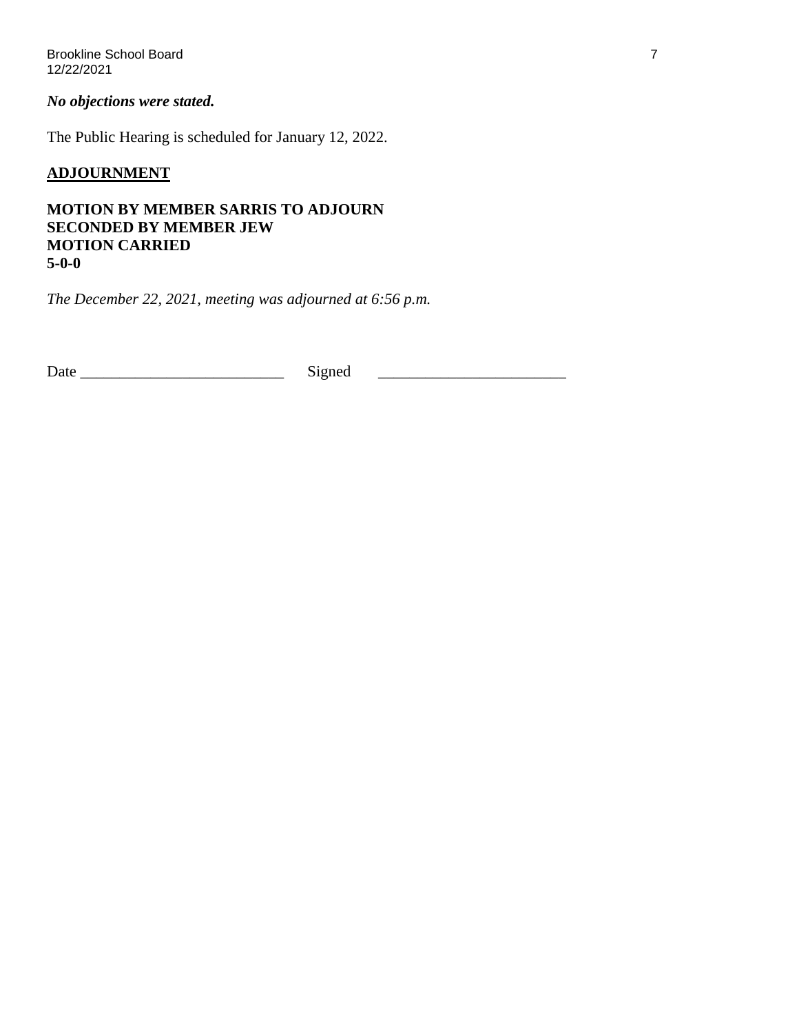***No objections were stated.***

The Public Hearing is scheduled for January 12, 2022.

## ADJOURNMENT

**MOTION BY MEMBER SARRIS TO ADJOURN**
**SECONDED BY MEMBER JEW**
**MOTION CARRIED**
**5-0-0**

*The December 22, 2021, meeting was adjourned at 6:56 p.m.*

Date __________________________ Signed ________________________